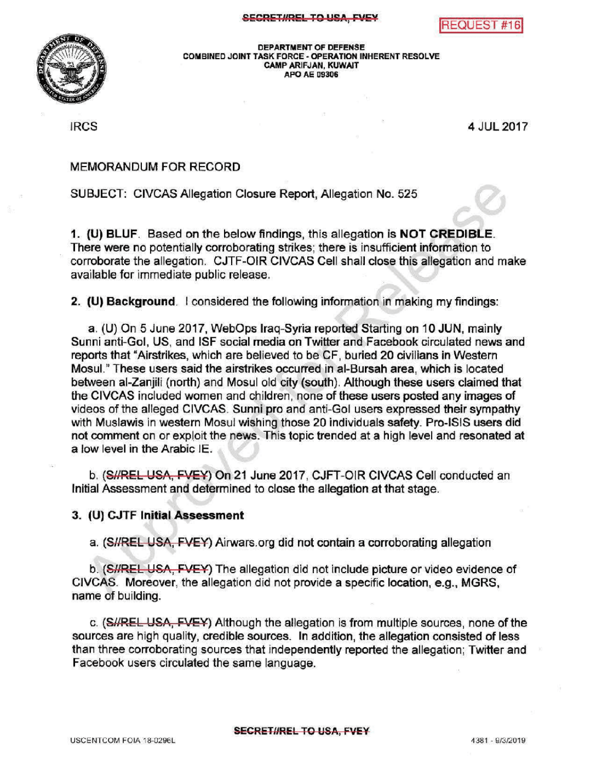SECRET//REL TO USA, FVEY

REQUEST #16

DEPARTMENT OF DEFENSE
COMBINED JOINT TASK FORCE - OPERATION INHERENT RESOLVE
CAMP ARIFJAN, KUWAIT
APO AE 09306

IRCS

4 JUL 2017

MEMORANDUM FOR RECORD

SUBJECT: CIVCAS Allegation Closure Report, Allegation No. 525

1. (U) **BLUF**. Based on the below findings, this allegation is **NOT CREDIBLE**. There were no potentially corroborating strikes; there is insufficient information to corroborate the allegation. CJTF-OIR CIVCAS Cell shall close this allegation and make available for immediate public release.

2. (U) **Background**. I considered the following information in making my findings:

a. (U) On 5 June 2017, WebOps Iraq-Syria reported Starting on 10 JUN, mainly Sunni anti-GoI, US, and ISF social media on Twitter and Facebook circulated news and reports that "Airstrikes, which are believed to be CF, buried 20 civilians in Western Mosul." These users said the airstrikes occurred in al-Bursah area, which is located between al-Zanjili (north) and Mosul old city (south). Although these users claimed that the CIVCAS included women and children, none of these users posted any images of videos of the alleged CIVCAS. Sunni pro and anti-GoI users expressed their sympathy with Muslawis in western Mosul wishing those 20 individuals safety. Pro-ISIS users did not comment on or exploit the news. This topic trended at a high level and resonated at a low level in the Arabic IE.

b. (~~S//REL USA, FVEY~~) On 21 June 2017, CJFT-OIR CIVCAS Cell conducted an Initial Assessment and determined to close the allegation at that stage.

3. (U) **CJTF Initial Assessment**

a. (~~S//REL USA, FVEY~~) Airwars.org did not contain a corroborating allegation

b. (~~S//REL USA, FVEY~~) The allegation did not include picture or video evidence of CIVCAS. Moreover, the allegation did not provide a specific location, e.g., MGRS, name of building.

c. (~~S//REL USA, FVEY~~) Although the allegation is from multiple sources, none of the sources are high quality, credible sources. In addition, the allegation consisted of less than three corroborating sources that independently reported the allegation; Twitter and Facebook users circulated the same language.

SECRET//REL TO USA, FVEY

USCENTCOM FOIA 18-0296L

4381 - 9/3/2019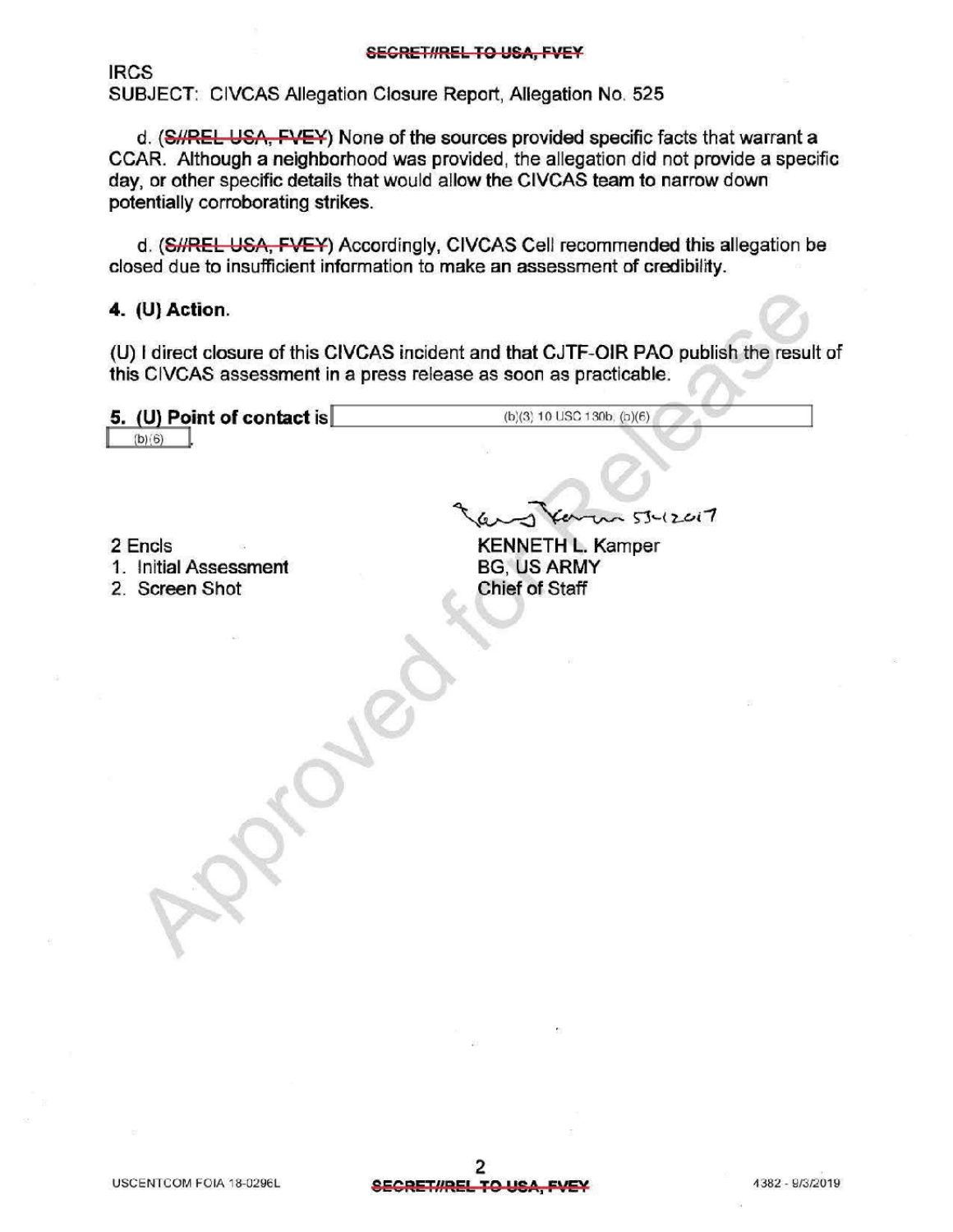IRCS
SUBJECT: CIVCAS Allegation Closure Report, Allegation No. 525

d. (S//REL USA, FVEY) None of the sources provided specific facts that warrant a CCAR. Although a neighborhood was provided, the allegation did not provide a specific day, or other specific details that would allow the CIVCAS team to narrow down potentially corroborating strikes.

d. (S//REL USA, FVEY) Accordingly, CIVCAS Cell recommended this allegation be closed due to insufficient information to make an assessment of credibility.

**4. (U) Action.**

(U) I direct closure of this CIVCAS incident and that CJTF-OIR PAO publish the result of this CIVCAS assessment in a press release as soon as practicable.

**5. (U) Point of contact is** (b)(3) 10 USC 130b, (b)(6) (b)(6).

5-4-2017

KENNETH L. Kamper
BG, US ARMY
Chief of Staff

2 Encls
1. Initial Assessment
2. Screen Shot

USCENTCOM FOIA 18-0296L
4382 - 9/3/2019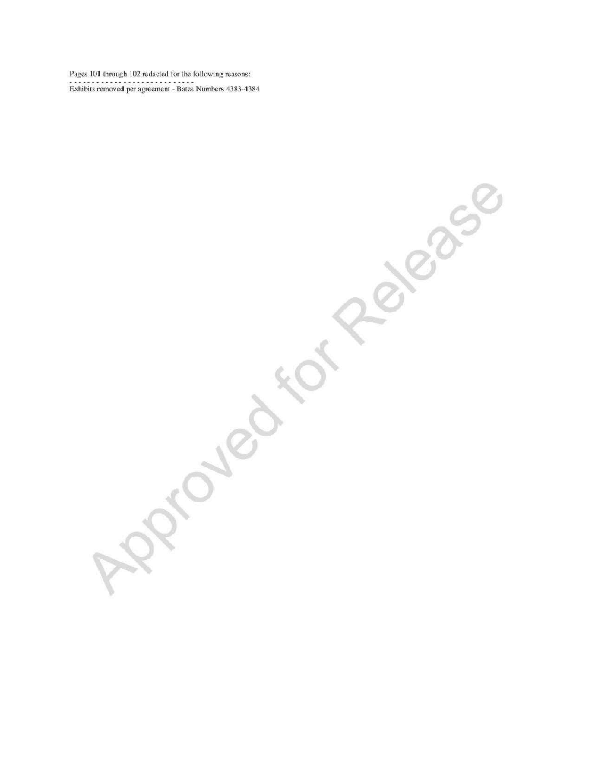Pages 101 through 102 redacted for the following reasons:

- - - - - - - - - - - - - - - - - - - - - - - - - - - -

Exhibits removed per agreement - Bates Numbers 4383-4384

Approved for Release